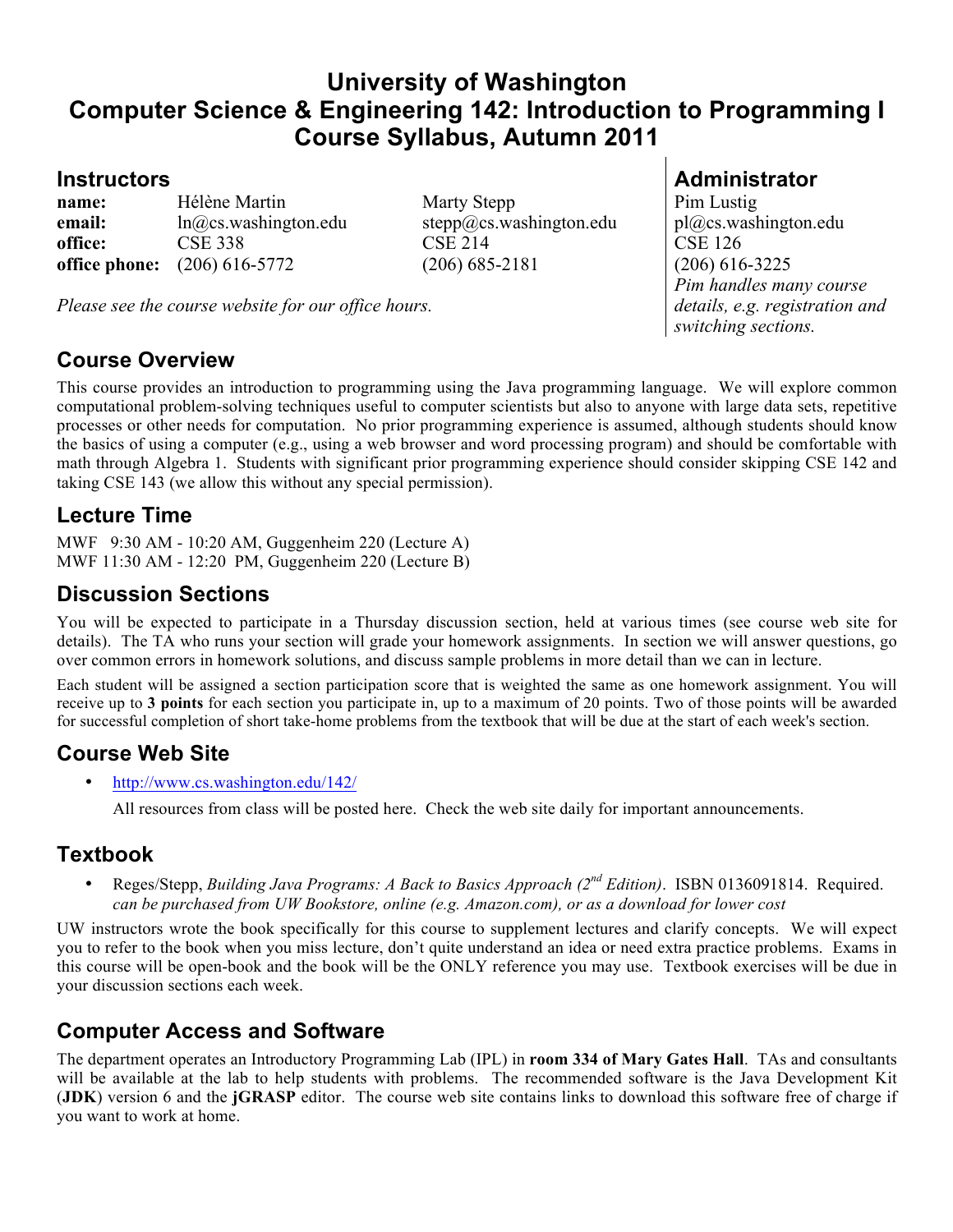# University of Washington
# Computer Science & Engineering 142: Introduction to Programming I
# Course Syllabus, Autumn 2011

## Instructors

| | | |
|---|---|---|
| **name:** | Hélène Martin | Marty Stepp |
| **email:** | ln@cs.washington.edu | stepp@cs.washington.edu |
| **office:** | CSE 338 | CSE 214 |
| **office phone:** | (206) 616-5772 | (206) 685-2181 |

*Please see the course website for our office hours.*

## Administrator

Pim Lustig
pl@cs.washington.edu
CSE 126
(206) 616-3225
*Pim handles many course details, e.g. registration and switching sections.*

## Course Overview

This course provides an introduction to programming using the Java programming language. We will explore common computational problem-solving techniques useful to computer scientists but also to anyone with large data sets, repetitive processes or other needs for computation. No prior programming experience is assumed, although students should know the basics of using a computer (e.g., using a web browser and word processing program) and should be comfortable with math through Algebra 1. Students with significant prior programming experience should consider skipping CSE 142 and taking CSE 143 (we allow this without any special permission).

## Lecture Time

MWF 9:30 AM - 10:20 AM, Guggenheim 220 (Lecture A)
MWF 11:30 AM - 12:20 PM, Guggenheim 220 (Lecture B)

## Discussion Sections

You will be expected to participate in a Thursday discussion section, held at various times (see course web site for details). The TA who runs your section will grade your homework assignments. In section we will answer questions, go over common errors in homework solutions, and discuss sample problems in more detail than we can in lecture.

Each student will be assigned a section participation score that is weighted the same as one homework assignment. You will receive up to **3 points** for each section you participate in, up to a maximum of 20 points. Two of those points will be awarded for successful completion of short take-home problems from the textbook that will be due at the start of each week's section.

## Course Web Site

- http://www.cs.washington.edu/142/

  All resources from class will be posted here. Check the web site daily for important announcements.

## Textbook

- Reges/Stepp, *Building Java Programs: A Back to Basics Approach (2nd Edition)*. ISBN 0136091814. Required.
  *can be purchased from UW Bookstore, online (e.g. Amazon.com), or as a download for lower cost*

UW instructors wrote the book specifically for this course to supplement lectures and clarify concepts. We will expect you to refer to the book when you miss lecture, don't quite understand an idea or need extra practice problems. Exams in this course will be open-book and the book will be the ONLY reference you may use. Textbook exercises will be due in your discussion sections each week.

## Computer Access and Software

The department operates an Introductory Programming Lab (IPL) in **room 334 of Mary Gates Hall**. TAs and consultants will be available at the lab to help students with problems. The recommended software is the Java Development Kit (**JDK**) version 6 and the **jGRASP** editor. The course web site contains links to download this software free of charge if you want to work at home.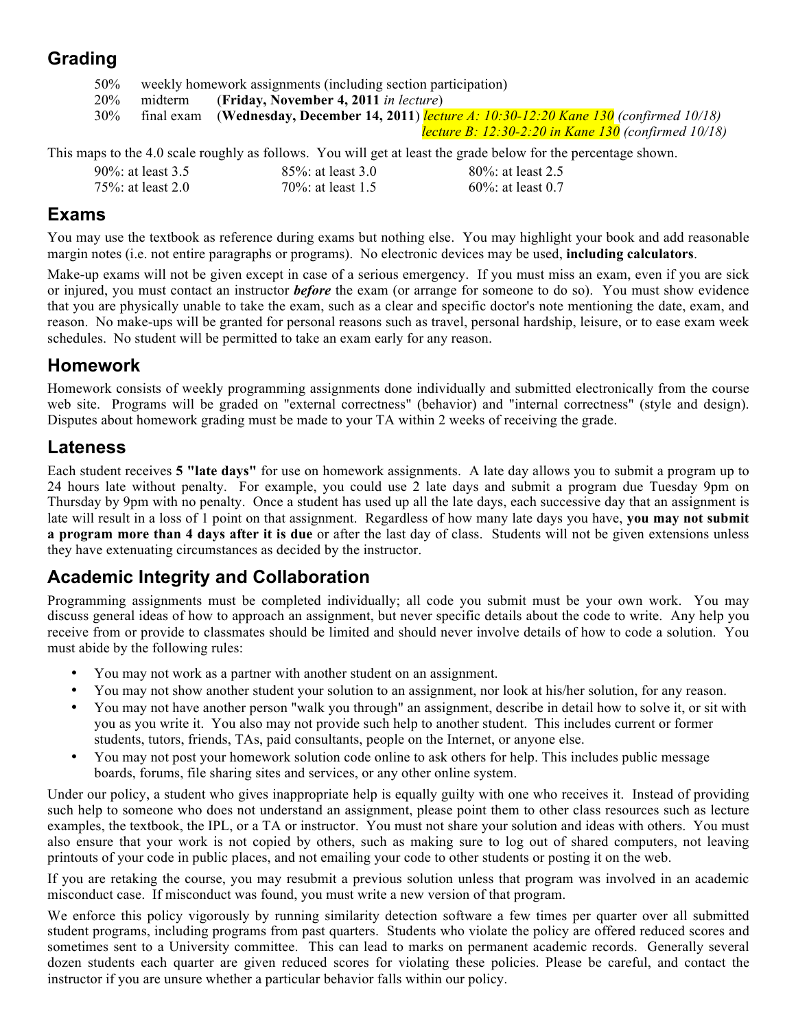## Grading

| | | |
|---|---|---|
| 50% | weekly homework assignments (including section participation) | |
| 20% | midterm | (**Friday, November 4, 2011** *in lecture*) |
| 30% | final exam | (**Wednesday, December 14, 2011**) *lecture A: 10:30-12:20 Kane 130 (confirmed 10/18)* *lecture B: 12:30-2:20 in Kane 130 (confirmed 10/18)* |

This maps to the 4.0 scale roughly as follows. You will get at least the grade below for the percentage shown.

| | | |
|---|---|---|
| 90%: at least 3.5 | 85%: at least 3.0 | 80%: at least 2.5 |
| 75%: at least 2.0 | 70%: at least 1.5 | 60%: at least 0.7 |

## Exams

You may use the textbook as reference during exams but nothing else. You may highlight your book and add reasonable margin notes (i.e. not entire paragraphs or programs). No electronic devices may be used, **including calculators**.

Make-up exams will not be given except in case of a serious emergency. If you must miss an exam, even if you are sick or injured, you must contact an instructor ***before*** the exam (or arrange for someone to do so). You must show evidence that you are physically unable to take the exam, such as a clear and specific doctor's note mentioning the date, exam, and reason. No make-ups will be granted for personal reasons such as travel, personal hardship, leisure, or to ease exam week schedules. No student will be permitted to take an exam early for any reason.

## Homework

Homework consists of weekly programming assignments done individually and submitted electronically from the course web site. Programs will be graded on "external correctness" (behavior) and "internal correctness" (style and design). Disputes about homework grading must be made to your TA within 2 weeks of receiving the grade.

## Lateness

Each student receives **5 "late days"** for use on homework assignments. A late day allows you to submit a program up to 24 hours late without penalty. For example, you could use 2 late days and submit a program due Tuesday 9pm on Thursday by 9pm with no penalty. Once a student has used up all the late days, each successive day that an assignment is late will result in a loss of 1 point on that assignment. Regardless of how many late days you have, **you may not submit a program more than 4 days after it is due** or after the last day of class. Students will not be given extensions unless they have extenuating circumstances as decided by the instructor.

## Academic Integrity and Collaboration

Programming assignments must be completed individually; all code you submit must be your own work. You may discuss general ideas of how to approach an assignment, but never specific details about the code to write. Any help you receive from or provide to classmates should be limited and should never involve details of how to code a solution. You must abide by the following rules:

- You may not work as a partner with another student on an assignment.
- You may not show another student your solution to an assignment, nor look at his/her solution, for any reason.
- You may not have another person "walk you through" an assignment, describe in detail how to solve it, or sit with you as you write it. You also may not provide such help to another student. This includes current or former students, tutors, friends, TAs, paid consultants, people on the Internet, or anyone else.
- You may not post your homework solution code online to ask others for help. This includes public message boards, forums, file sharing sites and services, or any other online system.

Under our policy, a student who gives inappropriate help is equally guilty with one who receives it. Instead of providing such help to someone who does not understand an assignment, please point them to other class resources such as lecture examples, the textbook, the IPL, or a TA or instructor. You must not share your solution and ideas with others. You must also ensure that your work is not copied by others, such as making sure to log out of shared computers, not leaving printouts of your code in public places, and not emailing your code to other students or posting it on the web.

If you are retaking the course, you may resubmit a previous solution unless that program was involved in an academic misconduct case. If misconduct was found, you must write a new version of that program.

We enforce this policy vigorously by running similarity detection software a few times per quarter over all submitted student programs, including programs from past quarters. Students who violate the policy are offered reduced scores and sometimes sent to a University committee. This can lead to marks on permanent academic records. Generally several dozen students each quarter are given reduced scores for violating these policies. Please be careful, and contact the instructor if you are unsure whether a particular behavior falls within our policy.